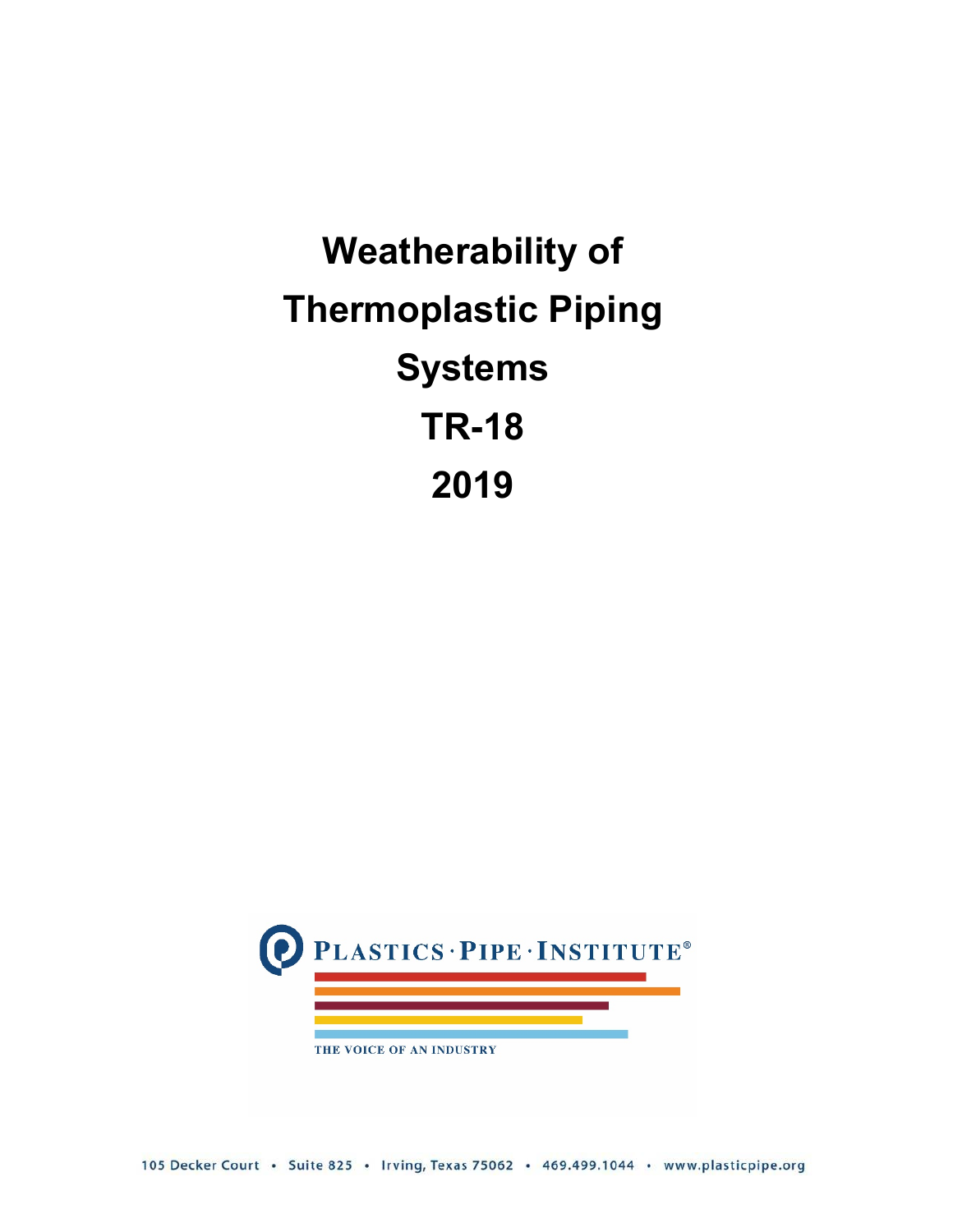# Weatherability of Thermoplastic Piping Systems

# TR-18

# 2019

PLASTICS · PIPE · INSTITUTE®

THE VOICE OF AN INDUSTRY

105 Decker Court • Suite 825 • Irving, Texas 75062 • 469.499.1044 • www.plasticpipe.org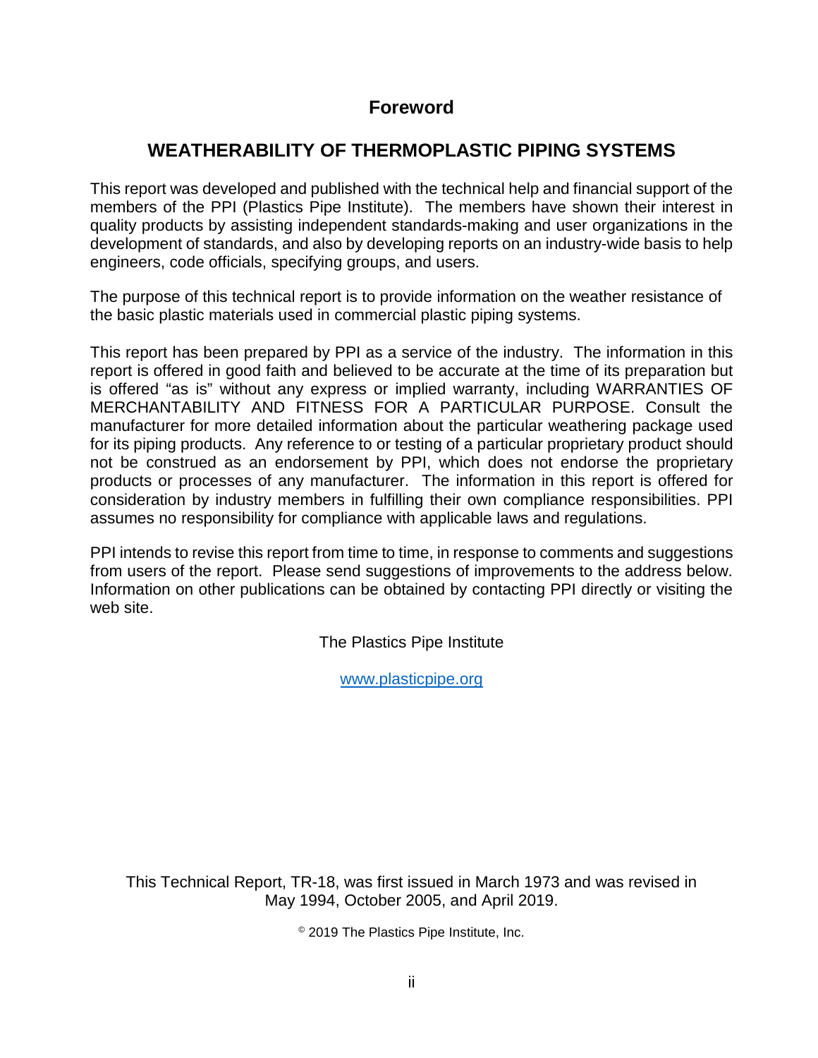# Foreword

## WEATHERABILITY OF THERMOPLASTIC PIPING SYSTEMS

This report was developed and published with the technical help and financial support of the members of the PPI (Plastics Pipe Institute). The members have shown their interest in quality products by assisting independent standards-making and user organizations in the development of standards, and also by developing reports on an industry-wide basis to help engineers, code officials, specifying groups, and users.

The purpose of this technical report is to provide information on the weather resistance of the basic plastic materials used in commercial plastic piping systems.

This report has been prepared by PPI as a service of the industry. The information in this report is offered in good faith and believed to be accurate at the time of its preparation but is offered "as is" without any express or implied warranty, including WARRANTIES OF MERCHANTABILITY AND FITNESS FOR A PARTICULAR PURPOSE. Consult the manufacturer for more detailed information about the particular weathering package used for its piping products. Any reference to or testing of a particular proprietary product should not be construed as an endorsement by PPI, which does not endorse the proprietary products or processes of any manufacturer. The information in this report is offered for consideration by industry members in fulfilling their own compliance responsibilities. PPI assumes no responsibility for compliance with applicable laws and regulations.

PPI intends to revise this report from time to time, in response to comments and suggestions from users of the report. Please send suggestions of improvements to the address below. Information on other publications can be obtained by contacting PPI directly or visiting the web site.

The Plastics Pipe Institute

www.plasticpipe.org

This Technical Report, TR-18, was first issued in March 1973 and was revised in May 1994, October 2005, and April 2019.

© 2019 The Plastics Pipe Institute, Inc.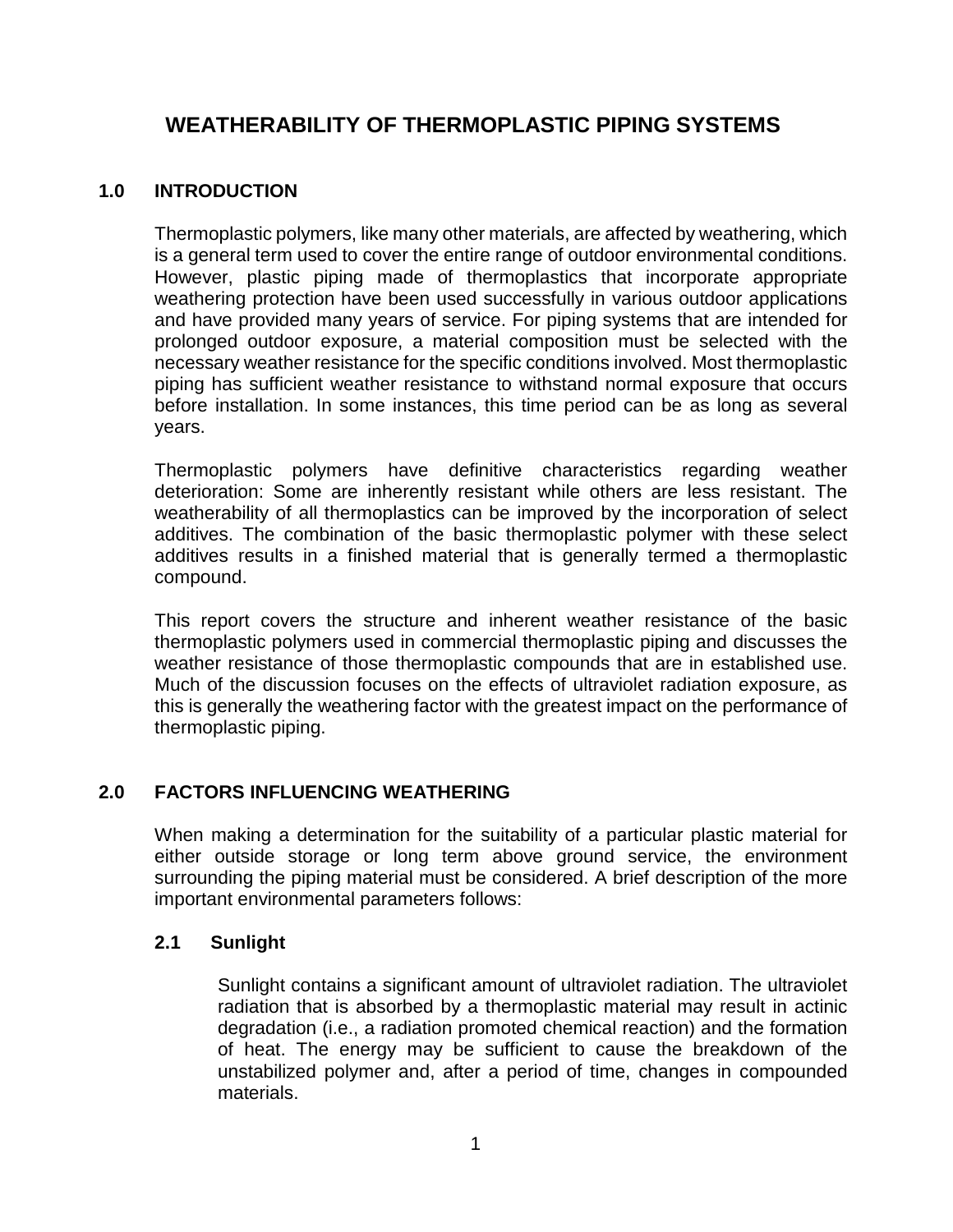# WEATHERABILITY OF THERMOPLASTIC PIPING SYSTEMS

## 1.0 INTRODUCTION

Thermoplastic polymers, like many other materials, are affected by weathering, which is a general term used to cover the entire range of outdoor environmental conditions. However, plastic piping made of thermoplastics that incorporate appropriate weathering protection have been used successfully in various outdoor applications and have provided many years of service. For piping systems that are intended for prolonged outdoor exposure, a material composition must be selected with the necessary weather resistance for the specific conditions involved. Most thermoplastic piping has sufficient weather resistance to withstand normal exposure that occurs before installation. In some instances, this time period can be as long as several years.

Thermoplastic polymers have definitive characteristics regarding weather deterioration: Some are inherently resistant while others are less resistant. The weatherability of all thermoplastics can be improved by the incorporation of select additives. The combination of the basic thermoplastic polymer with these select additives results in a finished material that is generally termed a thermoplastic compound.

This report covers the structure and inherent weather resistance of the basic thermoplastic polymers used in commercial thermoplastic piping and discusses the weather resistance of those thermoplastic compounds that are in established use. Much of the discussion focuses on the effects of ultraviolet radiation exposure, as this is generally the weathering factor with the greatest impact on the performance of thermoplastic piping.

## 2.0 FACTORS INFLUENCING WEATHERING

When making a determination for the suitability of a particular plastic material for either outside storage or long term above ground service, the environment surrounding the piping material must be considered. A brief description of the more important environmental parameters follows:

### 2.1 Sunlight

Sunlight contains a significant amount of ultraviolet radiation. The ultraviolet radiation that is absorbed by a thermoplastic material may result in actinic degradation (i.e., a radiation promoted chemical reaction) and the formation of heat. The energy may be sufficient to cause the breakdown of the unstabilized polymer and, after a period of time, changes in compounded materials.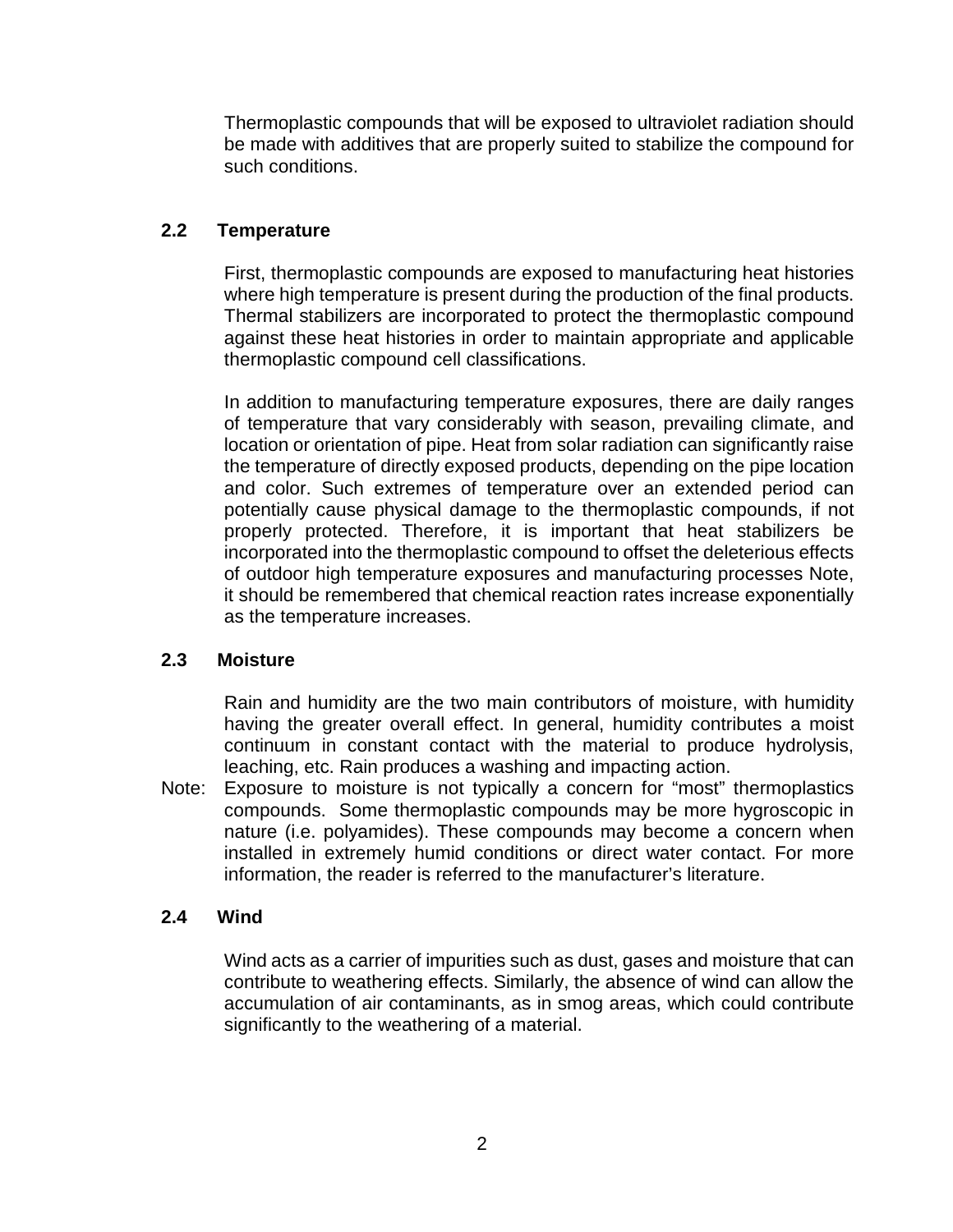Thermoplastic compounds that will be exposed to ultraviolet radiation should be made with additives that are properly suited to stabilize the compound for such conditions.

### 2.2 Temperature

First, thermoplastic compounds are exposed to manufacturing heat histories where high temperature is present during the production of the final products. Thermal stabilizers are incorporated to protect the thermoplastic compound against these heat histories in order to maintain appropriate and applicable thermoplastic compound cell classifications.

In addition to manufacturing temperature exposures, there are daily ranges of temperature that vary considerably with season, prevailing climate, and location or orientation of pipe. Heat from solar radiation can significantly raise the temperature of directly exposed products, depending on the pipe location and color. Such extremes of temperature over an extended period can potentially cause physical damage to the thermoplastic compounds, if not properly protected. Therefore, it is important that heat stabilizers be incorporated into the thermoplastic compound to offset the deleterious effects of outdoor high temperature exposures and manufacturing processes Note, it should be remembered that chemical reaction rates increase exponentially as the temperature increases.

### 2.3 Moisture

Rain and humidity are the two main contributors of moisture, with humidity having the greater overall effect. In general, humidity contributes a moist continuum in constant contact with the material to produce hydrolysis, leaching, etc. Rain produces a washing and impacting action.

Note: Exposure to moisture is not typically a concern for "most" thermoplastics compounds. Some thermoplastic compounds may be more hygroscopic in nature (i.e. polyamides). These compounds may become a concern when installed in extremely humid conditions or direct water contact. For more information, the reader is referred to the manufacturer's literature.

### 2.4 Wind

Wind acts as a carrier of impurities such as dust, gases and moisture that can contribute to weathering effects. Similarly, the absence of wind can allow the accumulation of air contaminants, as in smog areas, which could contribute significantly to the weathering of a material.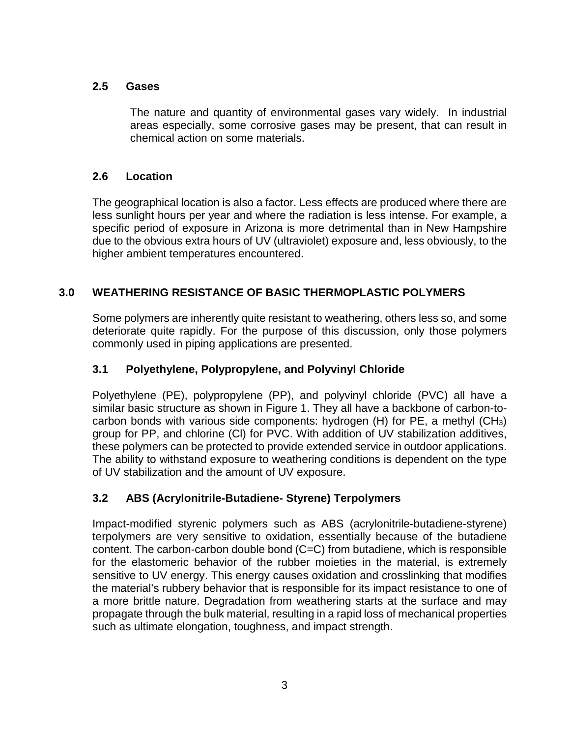### 2.5 Gases

The nature and quantity of environmental gases vary widely. In industrial areas especially, some corrosive gases may be present, that can result in chemical action on some materials.

### 2.6 Location

The geographical location is also a factor. Less effects are produced where there are less sunlight hours per year and where the radiation is less intense. For example, a specific period of exposure in Arizona is more detrimental than in New Hampshire due to the obvious extra hours of UV (ultraviolet) exposure and, less obviously, to the higher ambient temperatures encountered.

## 3.0 WEATHERING RESISTANCE OF BASIC THERMOPLASTIC POLYMERS

Some polymers are inherently quite resistant to weathering, others less so, and some deteriorate quite rapidly. For the purpose of this discussion, only those polymers commonly used in piping applications are presented.

### 3.1 Polyethylene, Polypropylene, and Polyvinyl Chloride

Polyethylene (PE), polypropylene (PP), and polyvinyl chloride (PVC) all have a similar basic structure as shown in Figure 1. They all have a backbone of carbon-to-carbon bonds with various side components: hydrogen (H) for PE, a methyl ($CH_3$) group for PP, and chlorine (Cl) for PVC. With addition of UV stabilization additives, these polymers can be protected to provide extended service in outdoor applications. The ability to withstand exposure to weathering conditions is dependent on the type of UV stabilization and the amount of UV exposure.

### 3.2 ABS (Acrylonitrile-Butadiene- Styrene) Terpolymers

Impact-modified styrenic polymers such as ABS (acrylonitrile-butadiene-styrene) terpolymers are very sensitive to oxidation, essentially because of the butadiene content. The carbon-carbon double bond (C=C) from butadiene, which is responsible for the elastomeric behavior of the rubber moieties in the material, is extremely sensitive to UV energy. This energy causes oxidation and crosslinking that modifies the material's rubbery behavior that is responsible for its impact resistance to one of a more brittle nature. Degradation from weathering starts at the surface and may propagate through the bulk material, resulting in a rapid loss of mechanical properties such as ultimate elongation, toughness, and impact strength.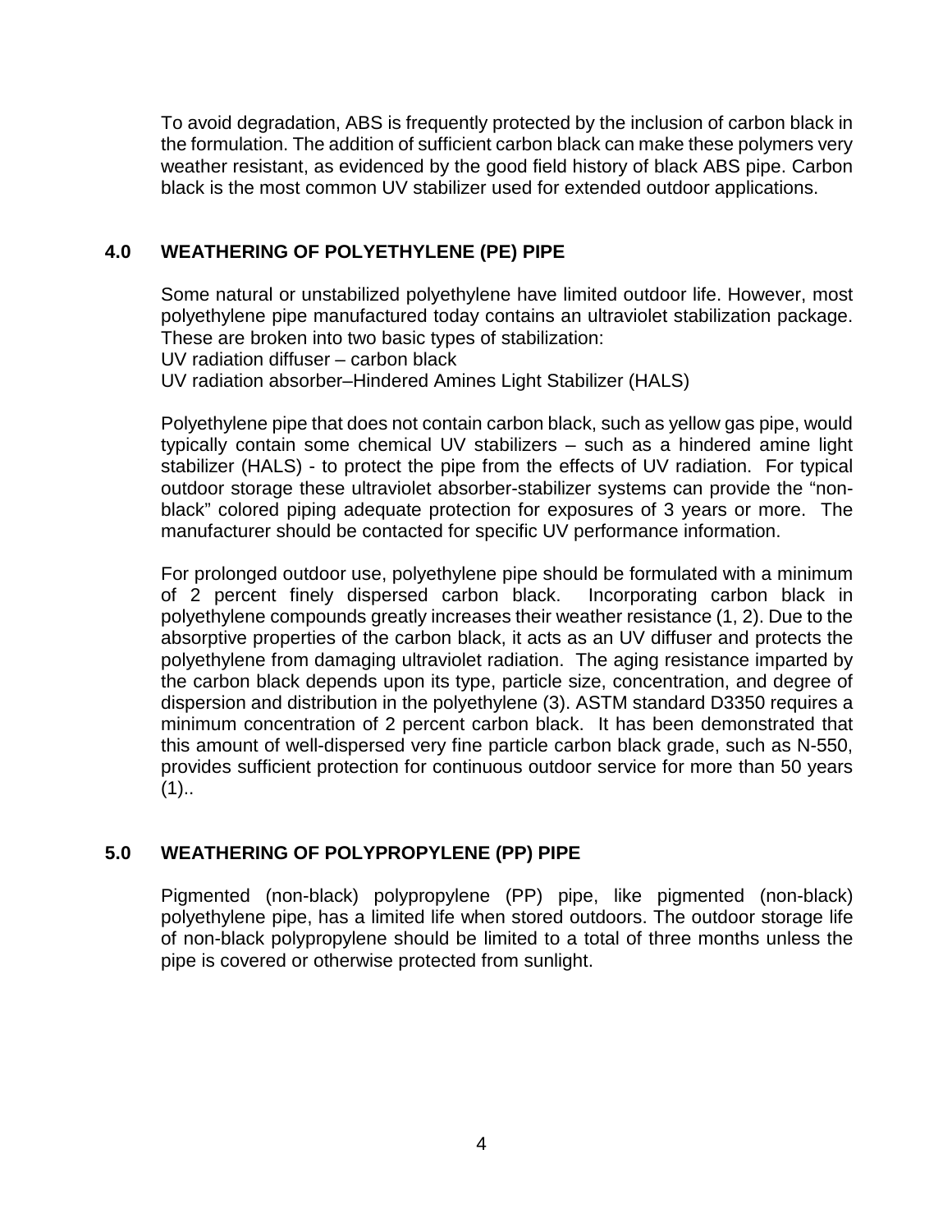To avoid degradation, ABS is frequently protected by the inclusion of carbon black in the formulation. The addition of sufficient carbon black can make these polymers very weather resistant, as evidenced by the good field history of black ABS pipe. Carbon black is the most common UV stabilizer used for extended outdoor applications.

## 4.0 WEATHERING OF POLYETHYLENE (PE) PIPE

Some natural or unstabilized polyethylene have limited outdoor life. However, most polyethylene pipe manufactured today contains an ultraviolet stabilization package. These are broken into two basic types of stabilization:
UV radiation diffuser – carbon black
UV radiation absorber–Hindered Amines Light Stabilizer (HALS)

Polyethylene pipe that does not contain carbon black, such as yellow gas pipe, would typically contain some chemical UV stabilizers – such as a hindered amine light stabilizer (HALS) - to protect the pipe from the effects of UV radiation. For typical outdoor storage these ultraviolet absorber-stabilizer systems can provide the "non-black" colored piping adequate protection for exposures of 3 years or more. The manufacturer should be contacted for specific UV performance information.

For prolonged outdoor use, polyethylene pipe should be formulated with a minimum of 2 percent finely dispersed carbon black. Incorporating carbon black in polyethylene compounds greatly increases their weather resistance (1, 2). Due to the absorptive properties of the carbon black, it acts as an UV diffuser and protects the polyethylene from damaging ultraviolet radiation. The aging resistance imparted by the carbon black depends upon its type, particle size, concentration, and degree of dispersion and distribution in the polyethylene (3). ASTM standard D3350 requires a minimum concentration of 2 percent carbon black. It has been demonstrated that this amount of well-dispersed very fine particle carbon black grade, such as N-550, provides sufficient protection for continuous outdoor service for more than 50 years (1)..

## 5.0 WEATHERING OF POLYPROPYLENE (PP) PIPE

Pigmented (non-black) polypropylene (PP) pipe, like pigmented (non-black) polyethylene pipe, has a limited life when stored outdoors. The outdoor storage life of non-black polypropylene should be limited to a total of three months unless the pipe is covered or otherwise protected from sunlight.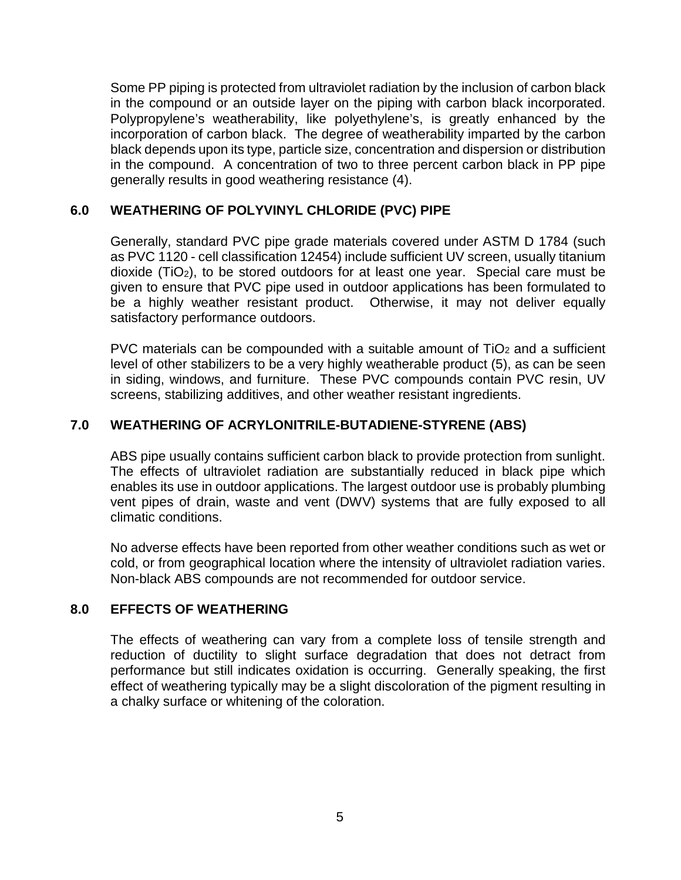Some PP piping is protected from ultraviolet radiation by the inclusion of carbon black in the compound or an outside layer on the piping with carbon black incorporated. Polypropylene's weatherability, like polyethylene's, is greatly enhanced by the incorporation of carbon black. The degree of weatherability imparted by the carbon black depends upon its type, particle size, concentration and dispersion or distribution in the compound. A concentration of two to three percent carbon black in PP pipe generally results in good weathering resistance (4).

## 6.0 WEATHERING OF POLYVINYL CHLORIDE (PVC) PIPE

Generally, standard PVC pipe grade materials covered under ASTM D 1784 (such as PVC 1120 - cell classification 12454) include sufficient UV screen, usually titanium dioxide ($TiO_2$), to be stored outdoors for at least one year. Special care must be given to ensure that PVC pipe used in outdoor applications has been formulated to be a highly weather resistant product. Otherwise, it may not deliver equally satisfactory performance outdoors.

PVC materials can be compounded with a suitable amount of $TiO_2$ and a sufficient level of other stabilizers to be a very highly weatherable product (5), as can be seen in siding, windows, and furniture. These PVC compounds contain PVC resin, UV screens, stabilizing additives, and other weather resistant ingredients.

## 7.0 WEATHERING OF ACRYLONITRILE-BUTADIENE-STYRENE (ABS)

ABS pipe usually contains sufficient carbon black to provide protection from sunlight. The effects of ultraviolet radiation are substantially reduced in black pipe which enables its use in outdoor applications. The largest outdoor use is probably plumbing vent pipes of drain, waste and vent (DWV) systems that are fully exposed to all climatic conditions.

No adverse effects have been reported from other weather conditions such as wet or cold, or from geographical location where the intensity of ultraviolet radiation varies. Non-black ABS compounds are not recommended for outdoor service.

## 8.0 EFFECTS OF WEATHERING

The effects of weathering can vary from a complete loss of tensile strength and reduction of ductility to slight surface degradation that does not detract from performance but still indicates oxidation is occurring. Generally speaking, the first effect of weathering typically may be a slight discoloration of the pigment resulting in a chalky surface or whitening of the coloration.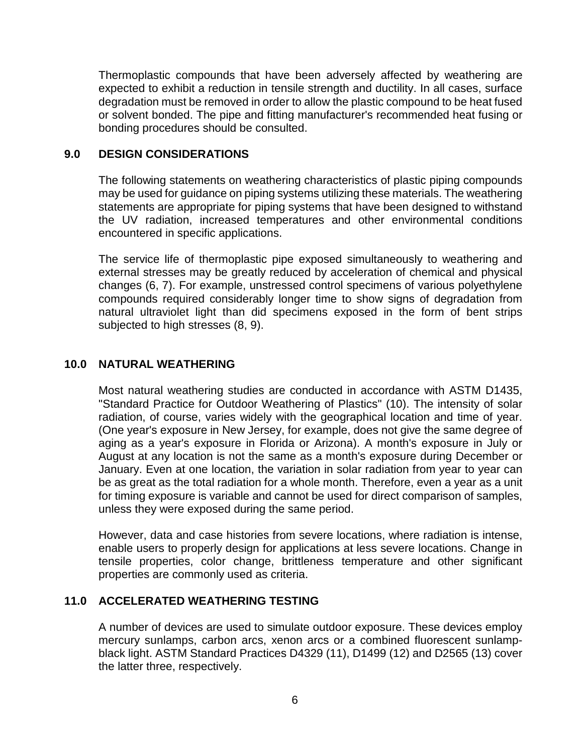Thermoplastic compounds that have been adversely affected by weathering are expected to exhibit a reduction in tensile strength and ductility. In all cases, surface degradation must be removed in order to allow the plastic compound to be heat fused or solvent bonded. The pipe and fitting manufacturer's recommended heat fusing or bonding procedures should be consulted.

## 9.0 DESIGN CONSIDERATIONS

The following statements on weathering characteristics of plastic piping compounds may be used for guidance on piping systems utilizing these materials. The weathering statements are appropriate for piping systems that have been designed to withstand the UV radiation, increased temperatures and other environmental conditions encountered in specific applications.

The service life of thermoplastic pipe exposed simultaneously to weathering and external stresses may be greatly reduced by acceleration of chemical and physical changes (6, 7). For example, unstressed control specimens of various polyethylene compounds required considerably longer time to show signs of degradation from natural ultraviolet light than did specimens exposed in the form of bent strips subjected to high stresses (8, 9).

## 10.0 NATURAL WEATHERING

Most natural weathering studies are conducted in accordance with ASTM D1435, "Standard Practice for Outdoor Weathering of Plastics" (10). The intensity of solar radiation, of course, varies widely with the geographical location and time of year. (One year's exposure in New Jersey, for example, does not give the same degree of aging as a year's exposure in Florida or Arizona). A month's exposure in July or August at any location is not the same as a month's exposure during December or January. Even at one location, the variation in solar radiation from year to year can be as great as the total radiation for a whole month. Therefore, even a year as a unit for timing exposure is variable and cannot be used for direct comparison of samples, unless they were exposed during the same period.

However, data and case histories from severe locations, where radiation is intense, enable users to properly design for applications at less severe locations. Change in tensile properties, color change, brittleness temperature and other significant properties are commonly used as criteria.

## 11.0 ACCELERATED WEATHERING TESTING

A number of devices are used to simulate outdoor exposure. These devices employ mercury sunlamps, carbon arcs, xenon arcs or a combined fluorescent sunlamp-black light. ASTM Standard Practices D4329 (11), D1499 (12) and D2565 (13) cover the latter three, respectively.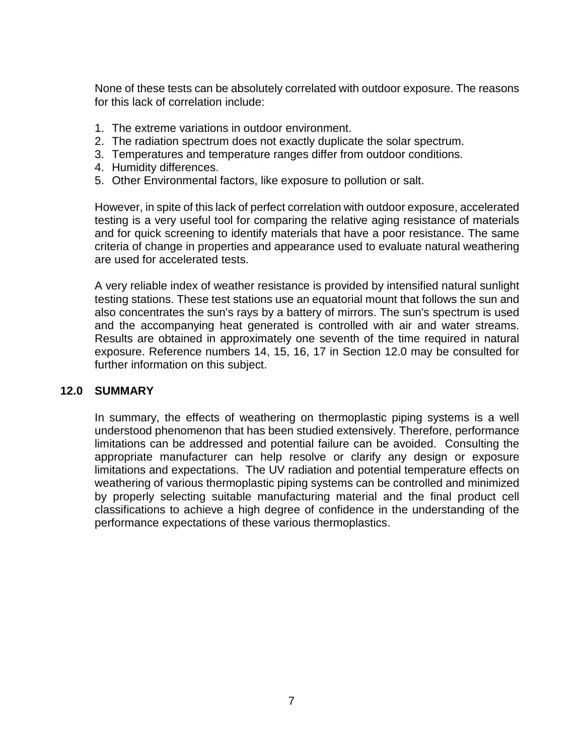None of these tests can be absolutely correlated with outdoor exposure. The reasons for this lack of correlation include:

1. The extreme variations in outdoor environment.
2. The radiation spectrum does not exactly duplicate the solar spectrum.
3. Temperatures and temperature ranges differ from outdoor conditions.
4. Humidity differences.
5. Other Environmental factors, like exposure to pollution or salt.

However, in spite of this lack of perfect correlation with outdoor exposure, accelerated testing is a very useful tool for comparing the relative aging resistance of materials and for quick screening to identify materials that have a poor resistance. The same criteria of change in properties and appearance used to evaluate natural weathering are used for accelerated tests.

A very reliable index of weather resistance is provided by intensified natural sunlight testing stations. These test stations use an equatorial mount that follows the sun and also concentrates the sun's rays by a battery of mirrors. The sun's spectrum is used and the accompanying heat generated is controlled with air and water streams. Results are obtained in approximately one seventh of the time required in natural exposure. Reference numbers 14, 15, 16, 17 in Section 12.0 may be consulted for further information on this subject.

## 12.0 SUMMARY

In summary, the effects of weathering on thermoplastic piping systems is a well understood phenomenon that has been studied extensively. Therefore, performance limitations can be addressed and potential failure can be avoided. Consulting the appropriate manufacturer can help resolve or clarify any design or exposure limitations and expectations. The UV radiation and potential temperature effects on weathering of various thermoplastic piping systems can be controlled and minimized by properly selecting suitable manufacturing material and the final product cell classifications to achieve a high degree of confidence in the understanding of the performance expectations of these various thermoplastics.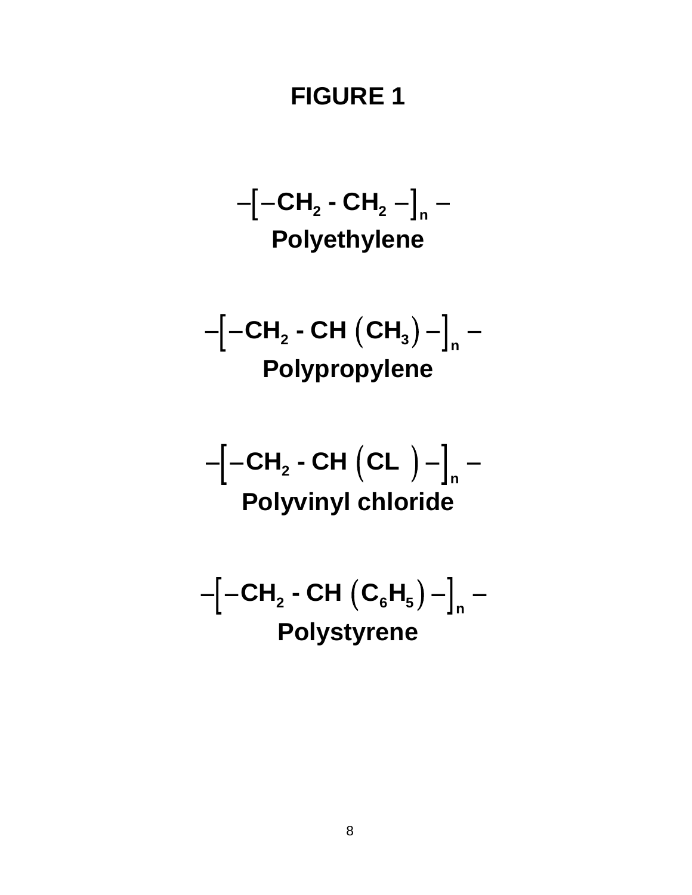# FIGURE 1

$$-\left[-CH_2 - CH_2 -\right]_n -$$

**Polyethylene**

$$-\left[-CH_2 - CH\left(CH_3\right)-\right]_n -$$

**Polypropylene**

$$-\left[-CH_2 - CH\left(CL\ \right)-\right]_n -$$

**Polyvinyl chloride**

$$-\left[-CH_2 - CH\left(C_6H_5\right)-\right]_n -$$

**Polystyrene**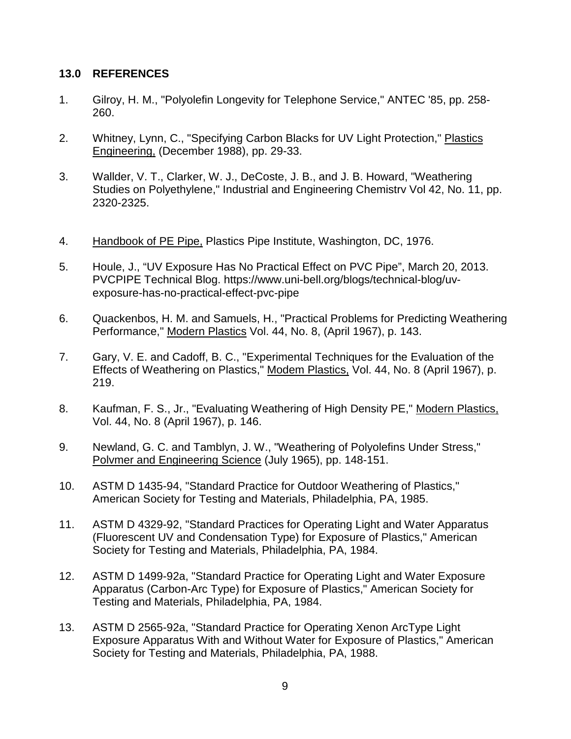## 13.0 REFERENCES

1. Gilroy, H. M., "Polyolefin Longevity for Telephone Service," ANTEC '85, pp. 258-260.

2. Whitney, Lynn, C., "Specifying Carbon Blacks for UV Light Protection," Plastics Engineering, (December 1988), pp. 29-33.

3. Wallder, V. T., Clarker, W. J., DeCoste, J. B., and J. B. Howard, "Weathering Studies on Polyethylene," Industrial and Engineering Chemistrv Vol 42, No. 11, pp. 2320-2325.

4. Handbook of PE Pipe, Plastics Pipe Institute, Washington, DC, 1976.

5. Houle, J., "UV Exposure Has No Practical Effect on PVC Pipe", March 20, 2013. PVCPIPE Technical Blog. https://www.uni-bell.org/blogs/technical-blog/uv-exposure-has-no-practical-effect-pvc-pipe

6. Quackenbos, H. M. and Samuels, H., "Practical Problems for Predicting Weathering Performance," Modern Plastics Vol. 44, No. 8, (April 1967), p. 143.

7. Gary, V. E. and Cadoff, B. C., "Experimental Techniques for the Evaluation of the Effects of Weathering on Plastics," Modem Plastics, Vol. 44, No. 8 (April 1967), p. 219.

8. Kaufman, F. S., Jr., "Evaluating Weathering of High Density PE," Modern Plastics, Vol. 44, No. 8 (April 1967), p. 146.

9. Newland, G. C. and Tamblyn, J. W., "Weathering of Polyolefins Under Stress," Polvmer and Engineering Science (July 1965), pp. 148-151.

10. ASTM D 1435-94, "Standard Practice for Outdoor Weathering of Plastics," American Society for Testing and Materials, Philadelphia, PA, 1985.

11. ASTM D 4329-92, "Standard Practices for Operating Light and Water Apparatus (Fluorescent UV and Condensation Type) for Exposure of Plastics," American Society for Testing and Materials, Philadelphia, PA, 1984.

12. ASTM D 1499-92a, "Standard Practice for Operating Light and Water Exposure Apparatus (Carbon-Arc Type) for Exposure of Plastics," American Society for Testing and Materials, Philadelphia, PA, 1984.

13. ASTM D 2565-92a, "Standard Practice for Operating Xenon ArcType Light Exposure Apparatus With and Without Water for Exposure of Plastics," American Society for Testing and Materials, Philadelphia, PA, 1988.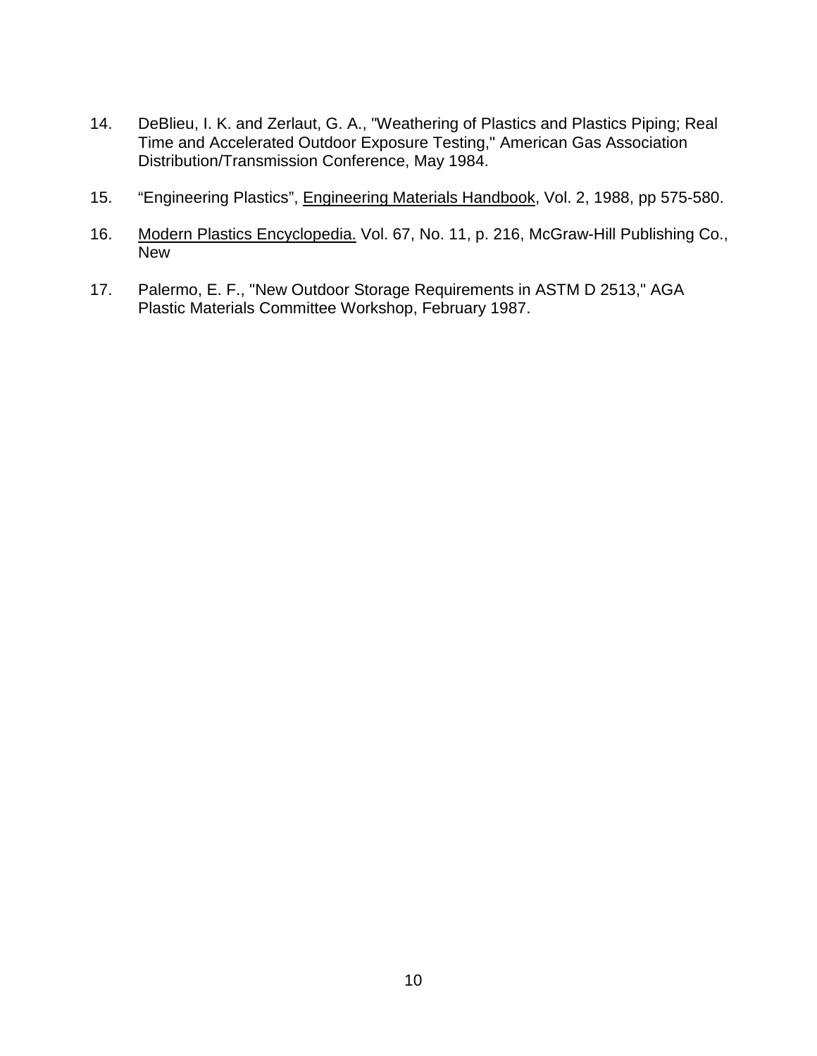14. DeBlieu, I. K. and Zerlaut, G. A., "Weathering of Plastics and Plastics Piping; Real Time and Accelerated Outdoor Exposure Testing," American Gas Association Distribution/Transmission Conference, May 1984.

15. "Engineering Plastics", Engineering Materials Handbook, Vol. 2, 1988, pp 575-580.

16. Modern Plastics Encyclopedia. Vol. 67, No. 11, p. 216, McGraw-Hill Publishing Co., New

17. Palermo, E. F., "New Outdoor Storage Requirements in ASTM D 2513," AGA Plastic Materials Committee Workshop, February 1987.